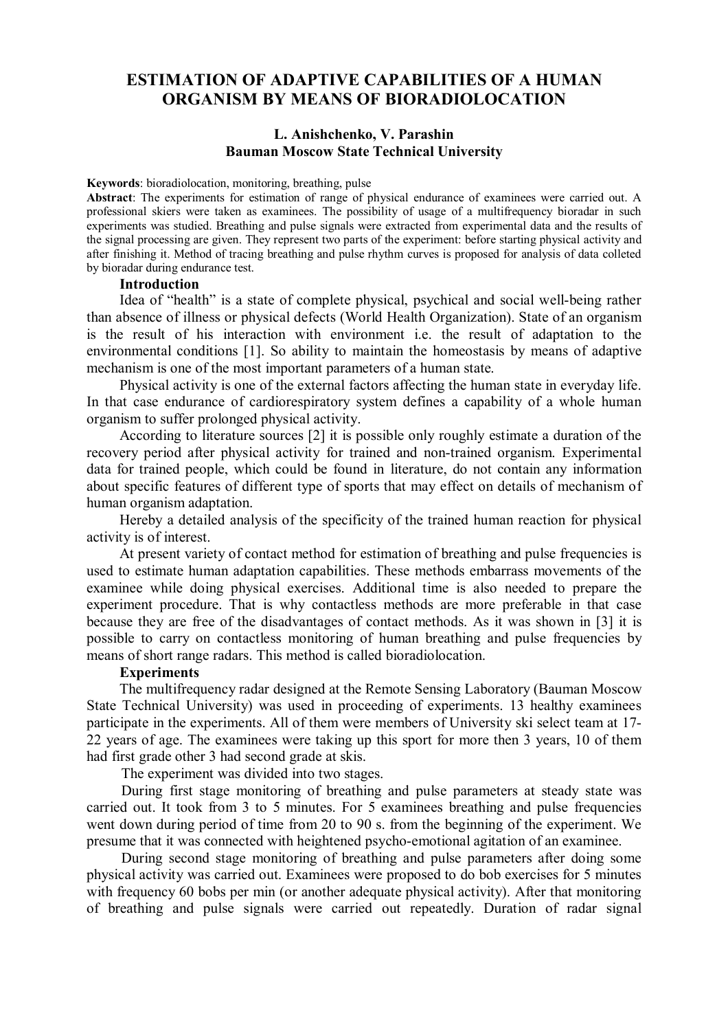# ESTIMATION OF ADAPTIVE CAPABILITIES OF A HUMAN ORGANISM BY MEANS OF BIORADIOLOCATION

**L. Anishchenko, V. Parashin**
**Bauman Moscow State Technical University**

**Keywords**: bioradiolocation, monitoring, breathing, pulse

**Abstract**: The experiments for estimation of range of physical endurance of examinees were carried out. A professional skiers were taken as examinees. The possibility of usage of a multifrequency bioradar in such experiments was studied. Breathing and pulse signals were extracted from experimental data and the results of the signal processing are given. They represent two parts of the experiment: before starting physical activity and after finishing it. Method of tracing breathing and pulse rhythm curves is proposed for analysis of data colleted by bioradar during endurance test.

### Introduction

Idea of "health" is a state of complete physical, psychical and social well-being rather than absence of illness or physical defects (World Health Organization). State of an organism is the result of his interaction with environment i.e. the result of adaptation to the environmental conditions [1]. So ability to maintain the homeostasis by means of adaptive mechanism is one of the most important parameters of a human state.

Physical activity is one of the external factors affecting the human state in everyday life. In that case endurance of cardiorespiratory system defines a capability of a whole human organism to suffer prolonged physical activity.

According to literature sources [2] it is possible only roughly estimate a duration of the recovery period after physical activity for trained and non-trained organism. Experimental data for trained people, which could be found in literature, do not contain any information about specific features of different type of sports that may effect on details of mechanism of human organism adaptation.

Hereby a detailed analysis of the specificity of the trained human reaction for physical activity is of interest.

At present variety of contact method for estimation of breathing and pulse frequencies is used to estimate human adaptation capabilities. These methods embarrass movements of the examinee while doing physical exercises. Additional time is also needed to prepare the experiment procedure. That is why contactless methods are more preferable in that case because they are free of the disadvantages of contact methods. As it was shown in [3] it is possible to carry on contactless monitoring of human breathing and pulse frequencies by means of short range radars. This method is called bioradiolocation.

### Experiments

The multifrequency radar designed at the Remote Sensing Laboratory (Bauman Moscow State Technical University) was used in proceeding of experiments. 13 healthy examinees participate in the experiments. All of them were members of University ski select team at 17-22 years of age. The examinees were taking up this sport for more then 3 years, 10 of them had first grade other 3 had second grade at skis.

The experiment was divided into two stages.

During first stage monitoring of breathing and pulse parameters at steady state was carried out. It took from 3 to 5 minutes. For 5 examinees breathing and pulse frequencies went down during period of time from 20 to 90 s. from the beginning of the experiment. We presume that it was connected with heightened psycho-emotional agitation of an examinee.

During second stage monitoring of breathing and pulse parameters after doing some physical activity was carried out. Examinees were proposed to do bob exercises for 5 minutes with frequency 60 bobs per min (or another adequate physical activity). After that monitoring of breathing and pulse signals were carried out repeatedly. Duration of radar signal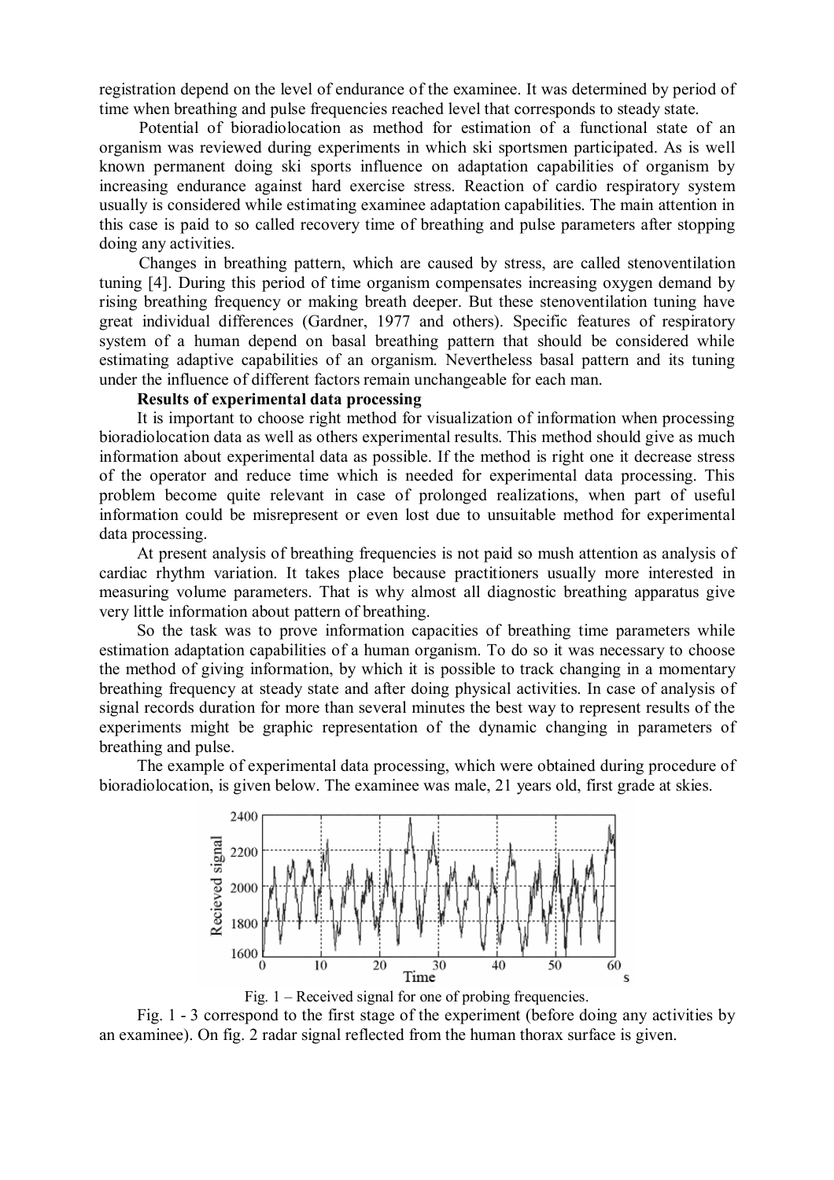registration depend on the level of endurance of the examinee. It was determined by period of time when breathing and pulse frequencies reached level that corresponds to steady state.

Potential of bioradiolocation as method for estimation of a functional state of an organism was reviewed during experiments in which ski sportsmen participated. As is well known permanent doing ski sports influence on adaptation capabilities of organism by increasing endurance against hard exercise stress. Reaction of cardio respiratory system usually is considered while estimating examinee adaptation capabilities. The main attention in this case is paid to so called recovery time of breathing and pulse parameters after stopping doing any activities.

Changes in breathing pattern, which are caused by stress, are called stenoventilation tuning [4]. During this period of time organism compensates increasing oxygen demand by rising breathing frequency or making breath deeper. But these stenoventilation tuning have great individual differences (Gardner, 1977 and others). Specific features of respiratory system of a human depend on basal breathing pattern that should be considered while estimating adaptive capabilities of an organism. Nevertheless basal pattern and its tuning under the influence of different factors remain unchangeable for each man.

**Results of experimental data processing**

It is important to choose right method for visualization of information when processing bioradiolocation data as well as others experimental results. This method should give as much information about experimental data as possible. If the method is right one it decrease stress of the operator and reduce time which is needed for experimental data processing. This problem become quite relevant in case of prolonged realizations, when part of useful information could be misrepresent or even lost due to unsuitable method for experimental data processing.

At present analysis of breathing frequencies is not paid so mush attention as analysis of cardiac rhythm variation. It takes place because practitioners usually more interested in measuring volume parameters. That is why almost all diagnostic breathing apparatus give very little information about pattern of breathing.

So the task was to prove information capacities of breathing time parameters while estimation adaptation capabilities of a human organism. To do so it was necessary to choose the method of giving information, by which it is possible to track changing in a momentary breathing frequency at steady state and after doing physical activities. In case of analysis of signal records duration for more than several minutes the best way to represent results of the experiments might be graphic representation of the dynamic changing in parameters of breathing and pulse.

The example of experimental data processing, which were obtained during procedure of bioradiolocation, is given below. The examinee was male, 21 years old, first grade at skies.

Fig. 1 – Received signal for one of probing frequencies.

Fig. 1 - 3 correspond to the first stage of the experiment (before doing any activities by an examinee). On fig. 2 radar signal reflected from the human thorax surface is given.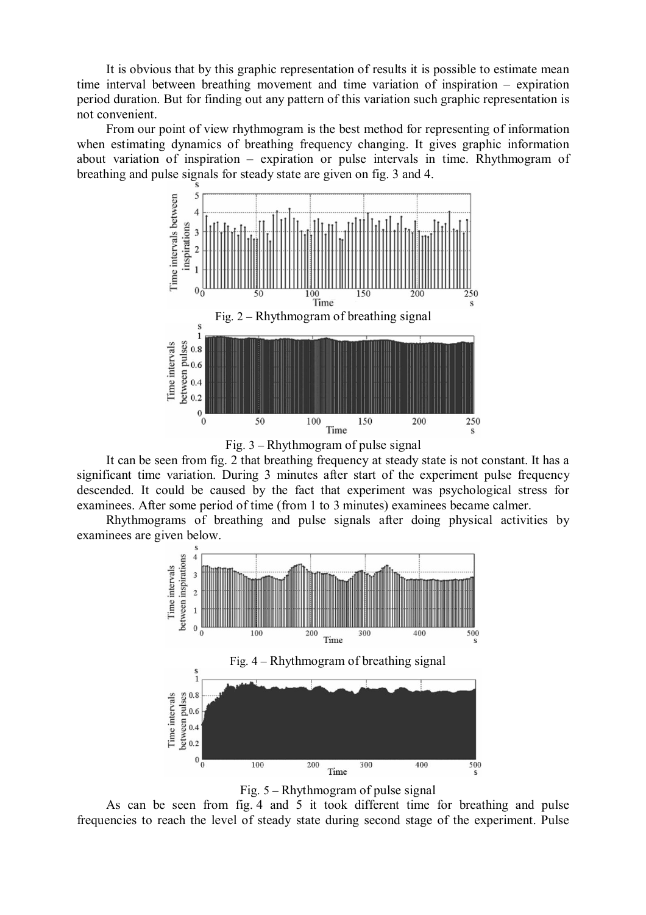It is obvious that by this graphic representation of results it is possible to estimate mean time interval between breathing movement and time variation of inspiration – expiration period duration. But for finding out any pattern of this variation such graphic representation is not convenient.

From our point of view rhythmogram is the best method for representing of information when estimating dynamics of breathing frequency changing. It gives graphic information about variation of inspiration – expiration or pulse intervals in time. Rhythmogram of breathing and pulse signals for steady state are given on fig. 3 and 4.

Fig. 2 – Rhythmogram of breathing signal

Fig. 3 – Rhythmogram of pulse signal

It can be seen from fig. 2 that breathing frequency at steady state is not constant. It has a significant time variation. During 3 minutes after start of the experiment pulse frequency descended. It could be caused by the fact that experiment was psychological stress for examinees. After some period of time (from 1 to 3 minutes) examinees became calmer.

Rhythmograms of breathing and pulse signals after doing physical activities by examinees are given below.

Fig. 4 – Rhythmogram of breathing signal

Fig. 5 – Rhythmogram of pulse signal

As can be seen from fig. 4 and 5 it took different time for breathing and pulse frequencies to reach the level of steady state during second stage of the experiment. Pulse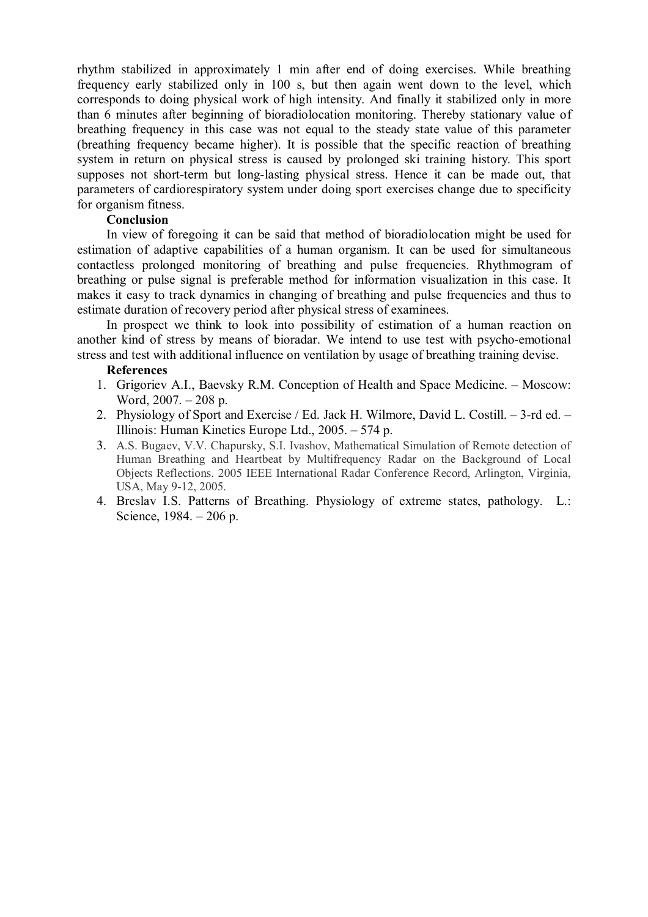rhythm stabilized in approximately 1 min after end of doing exercises. While breathing frequency early stabilized only in 100 s, but then again went down to the level, which corresponds to doing physical work of high intensity. And finally it stabilized only in more than 6 minutes after beginning of bioradiolocation monitoring. Thereby stationary value of breathing frequency in this case was not equal to the steady state value of this parameter (breathing frequency became higher). It is possible that the specific reaction of breathing system in return on physical stress is caused by prolonged ski training history. This sport supposes not short-term but long-lasting physical stress. Hence it can be made out, that parameters of cardiorespiratory system under doing sport exercises change due to specificity for organism fitness.

**Conclusion**

In view of foregoing it can be said that method of bioradiolocation might be used for estimation of adaptive capabilities of a human organism. It can be used for simultaneous contactless prolonged monitoring of breathing and pulse frequencies. Rhythmogram of breathing or pulse signal is preferable method for information visualization in this case. It makes it easy to track dynamics in changing of breathing and pulse frequencies and thus to estimate duration of recovery period after physical stress of examinees.

In prospect we think to look into possibility of estimation of a human reaction on another kind of stress by means of bioradar. We intend to use test with psycho-emotional stress and test with additional influence on ventilation by usage of breathing training devise.

**References**

1. Grigoriev A.I., Baevsky R.M. Conception of Health and Space Medicine. – Moscow: Word, 2007. – 208 p.
2. Physiology of Sport and Exercise / Ed. Jack H. Wilmore, David L. Costill. – 3-rd ed. – Illinois: Human Kinetics Europe Ltd., 2005. – 574 p.
3. A.S. Bugaev, V.V. Chapursky, S.I. Ivashov, Mathematical Simulation of Remote detection of Human Breathing and Heartbeat by Multifrequency Radar on the Background of Local Objects Reflections. 2005 IEEE International Radar Conference Record, Arlington, Virginia, USA, May 9-12, 2005.
4. Breslav I.S. Patterns of Breathing. Physiology of extreme states, pathology. L.: Science, 1984. – 206 p.